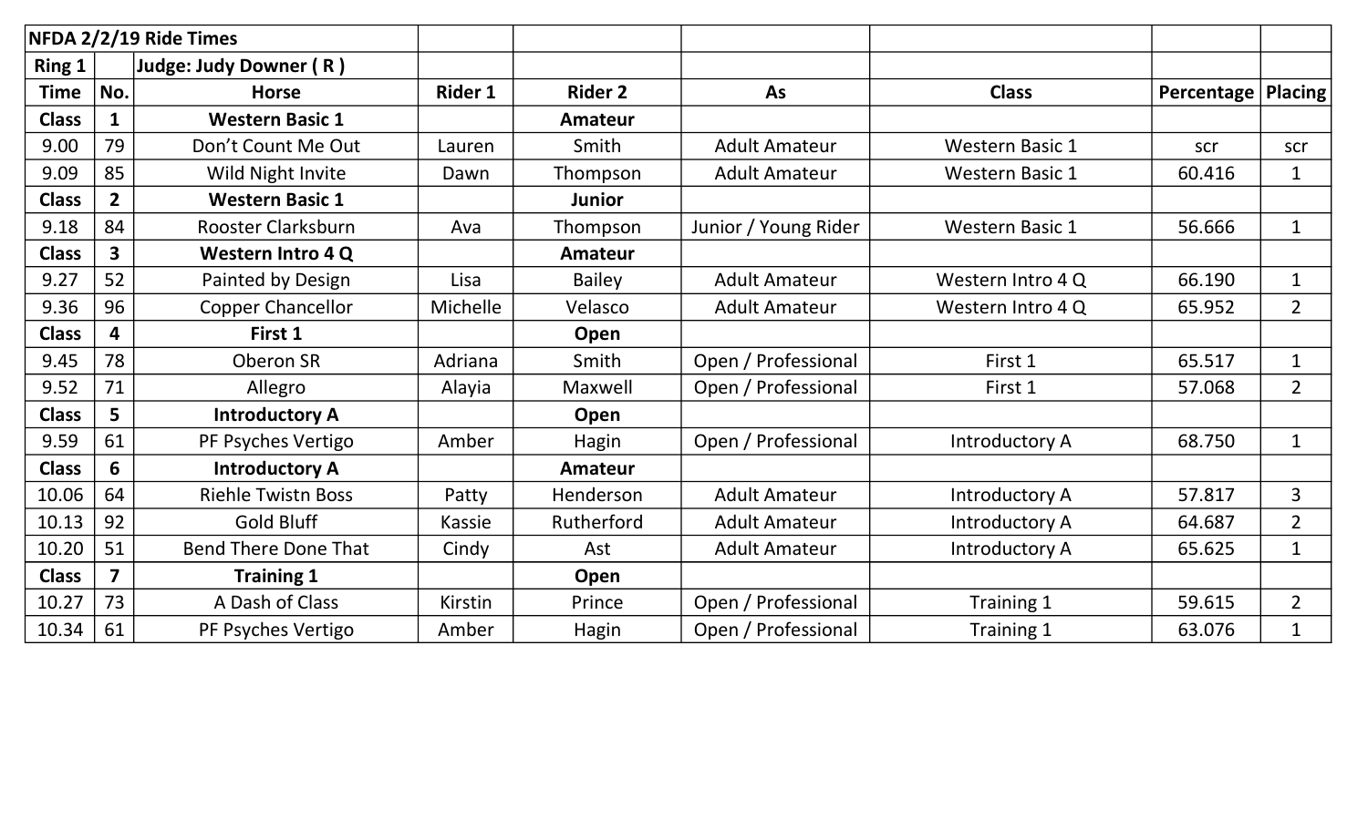| NFDA 2/2/19 Ride Times | | | | | | | | |
|---|---|---|---|---|---|---|---|---|
| Ring 1 | | Judge: Judy Downer ( R ) | | | | | | |
| **Time** | **No.** | **Horse** | **Rider 1** | **Rider 2** | **As** | **Class** | **Percentage** | **Placing** |
| **Class** | **1** | **Western Basic 1** | | **Amateur** | | | | |
| 9.00 | 79 | Don't Count Me Out | Lauren | Smith | Adult Amateur | Western Basic 1 | scr | scr |
| 9.09 | 85 | Wild Night Invite | Dawn | Thompson | Adult Amateur | Western Basic 1 | 60.416 | 1 |
| **Class** | **2** | **Western Basic 1** | | **Junior** | | | | |
| 9.18 | 84 | Rooster Clarksburn | Ava | Thompson | Junior / Young Rider | Western Basic 1 | 56.666 | 1 |
| **Class** | **3** | **Western Intro 4 Q** | | **Amateur** | | | | |
| 9.27 | 52 | Painted by Design | Lisa | Bailey | Adult Amateur | Western Intro 4 Q | 66.190 | 1 |
| 9.36 | 96 | Copper Chancellor | Michelle | Velasco | Adult Amateur | Western Intro 4 Q | 65.952 | 2 |
| **Class** | **4** | **First 1** | | **Open** | | | | |
| 9.45 | 78 | Oberon SR | Adriana | Smith | Open / Professional | First 1 | 65.517 | 1 |
| 9.52 | 71 | Allegro | Alayia | Maxwell | Open / Professional | First 1 | 57.068 | 2 |
| **Class** | **5** | **Introductory A** | | **Open** | | | | |
| 9.59 | 61 | PF Psyches Vertigo | Amber | Hagin | Open / Professional | Introductory A | 68.750 | 1 |
| **Class** | **6** | **Introductory A** | | **Amateur** | | | | |
| 10.06 | 64 | Riehle Twistn Boss | Patty | Henderson | Adult Amateur | Introductory A | 57.817 | 3 |
| 10.13 | 92 | Gold Bluff | Kassie | Rutherford | Adult Amateur | Introductory A | 64.687 | 2 |
| 10.20 | 51 | Bend There Done That | Cindy | Ast | Adult Amateur | Introductory A | 65.625 | 1 |
| **Class** | **7** | **Training 1** | | **Open** | | | | |
| 10.27 | 73 | A Dash of Class | Kirstin | Prince | Open / Professional | Training 1 | 59.615 | 2 |
| 10.34 | 61 | PF Psyches Vertigo | Amber | Hagin | Open / Professional | Training 1 | 63.076 | 1 |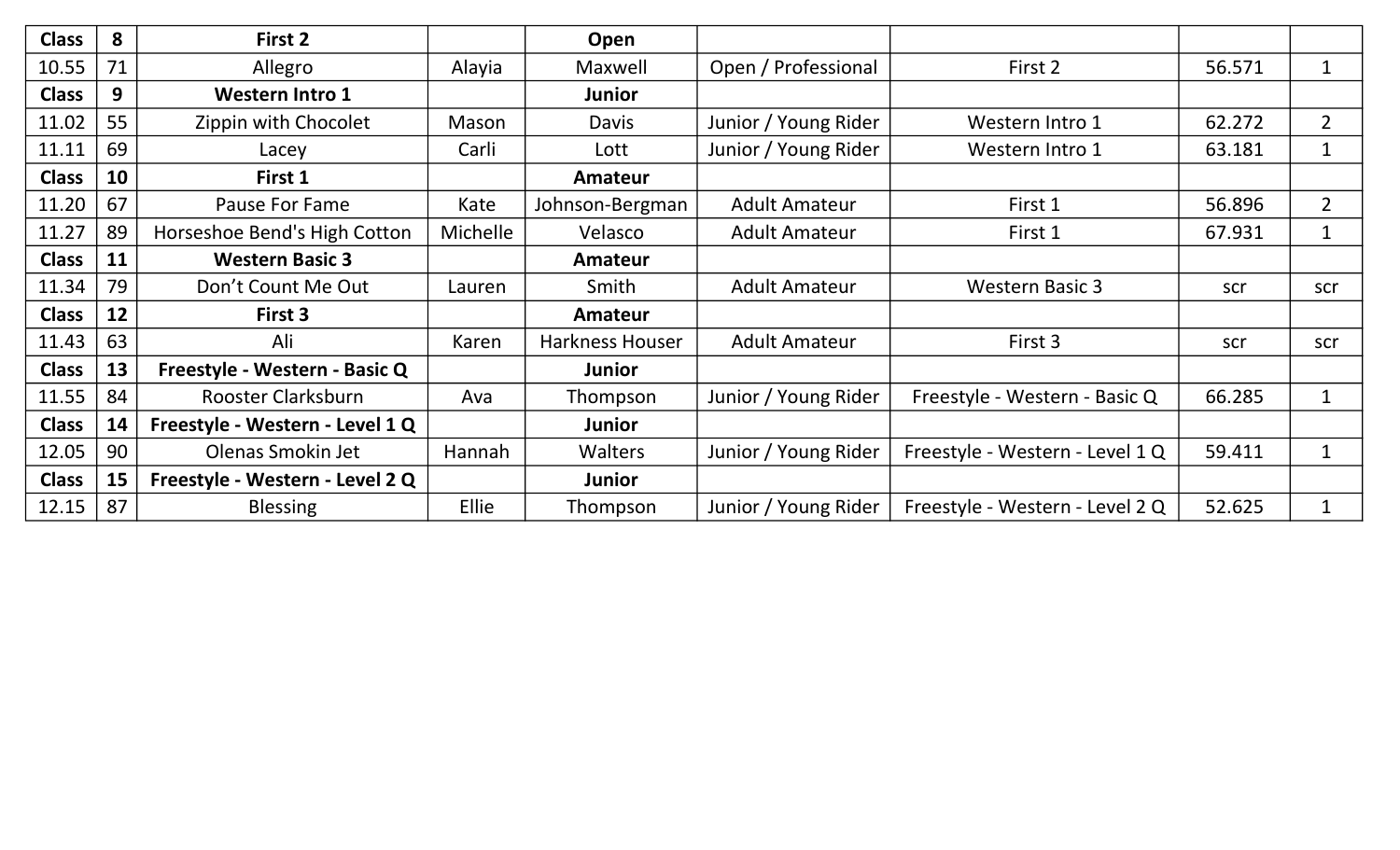| Class | 8 | **First 2** | | **Open** | | | | |
|---|---|---|---|---|---|---|---|---|
| 10.55 | 71 | Allegro | Alayia | Maxwell | Open / Professional | First 2 | 56.571 | 1 |
| **Class** | **9** | **Western Intro 1** | | **Junior** | | | | |
| 11.02 | 55 | Zippin with Chocolet | Mason | Davis | Junior / Young Rider | Western Intro 1 | 62.272 | 2 |
| 11.11 | 69 | Lacey | Carli | Lott | Junior / Young Rider | Western Intro 1 | 63.181 | 1 |
| **Class** | **10** | **First 1** | | **Amateur** | | | | |
| 11.20 | 67 | Pause For Fame | Kate | Johnson-Bergman | Adult Amateur | First 1 | 56.896 | 2 |
| 11.27 | 89 | Horseshoe Bend's High Cotton | Michelle | Velasco | Adult Amateur | First 1 | 67.931 | 1 |
| **Class** | **11** | **Western Basic 3** | | **Amateur** | | | | |
| 11.34 | 79 | Don't Count Me Out | Lauren | Smith | Adult Amateur | Western Basic 3 | scr | scr |
| **Class** | **12** | **First 3** | | **Amateur** | | | | |
| 11.43 | 63 | Ali | Karen | Harkness Houser | Adult Amateur | First 3 | scr | scr |
| **Class** | **13** | **Freestyle - Western - Basic Q** | | **Junior** | | | | |
| 11.55 | 84 | Rooster Clarksburn | Ava | Thompson | Junior / Young Rider | Freestyle - Western - Basic Q | 66.285 | 1 |
| **Class** | **14** | **Freestyle - Western - Level 1 Q** | | **Junior** | | | | |
| 12.05 | 90 | Olenas Smokin Jet | Hannah | Walters | Junior / Young Rider | Freestyle - Western - Level 1 Q | 59.411 | 1 |
| **Class** | **15** | **Freestyle - Western - Level 2 Q** | | **Junior** | | | | |
| 12.15 | 87 | Blessing | Ellie | Thompson | Junior / Young Rider | Freestyle - Western - Level 2 Q | 52.625 | 1 |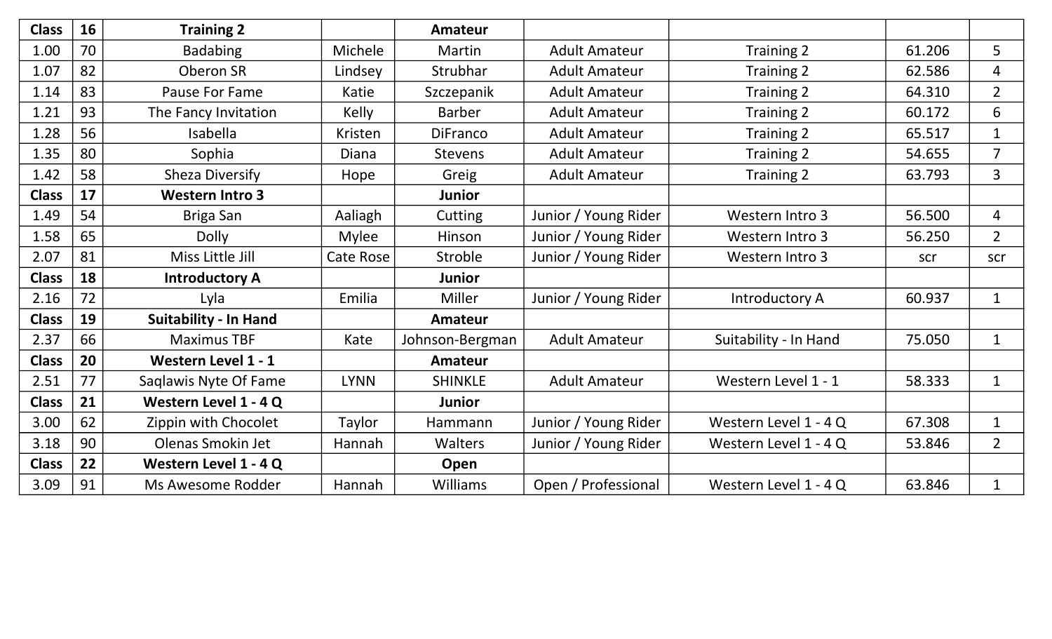| Class | 16 | Training 2 | | Amateur | | | | |
|---|---|---|---|---|---|---|---|---|
| 1.00 | 70 | Badabing | Michele | Martin | Adult Amateur | Training 2 | 61.206 | 5 |
| 1.07 | 82 | Oberon SR | Lindsey | Strubhar | Adult Amateur | Training 2 | 62.586 | 4 |
| 1.14 | 83 | Pause For Fame | Katie | Szczepanik | Adult Amateur | Training 2 | 64.310 | 2 |
| 1.21 | 93 | The Fancy Invitation | Kelly | Barber | Adult Amateur | Training 2 | 60.172 | 6 |
| 1.28 | 56 | Isabella | Kristen | DiFranco | Adult Amateur | Training 2 | 65.517 | 1 |
| 1.35 | 80 | Sophia | Diana | Stevens | Adult Amateur | Training 2 | 54.655 | 7 |
| 1.42 | 58 | Sheza Diversify | Hope | Greig | Adult Amateur | Training 2 | 63.793 | 3 |
| **Class** | **17** | **Western Intro 3** | | **Junior** | | | | |
| 1.49 | 54 | Briga San | Aaliagh | Cutting | Junior / Young Rider | Western Intro 3 | 56.500 | 4 |
| 1.58 | 65 | Dolly | Mylee | Hinson | Junior / Young Rider | Western Intro 3 | 56.250 | 2 |
| 2.07 | 81 | Miss Little Jill | Cate Rose | Stroble | Junior / Young Rider | Western Intro 3 | scr | scr |
| **Class** | **18** | **Introductory A** | | **Junior** | | | | |
| 2.16 | 72 | Lyla | Emilia | Miller | Junior / Young Rider | Introductory A | 60.937 | 1 |
| **Class** | **19** | **Suitability - In Hand** | | **Amateur** | | | | |
| 2.37 | 66 | Maximus TBF | Kate | Johnson-Bergman | Adult Amateur | Suitability - In Hand | 75.050 | 1 |
| **Class** | **20** | **Western Level 1 - 1** | | **Amateur** | | | | |
| 2.51 | 77 | Saqlawis Nyte Of Fame | LYNN | SHINKLE | Adult Amateur | Western Level 1 - 1 | 58.333 | 1 |
| **Class** | **21** | **Western Level 1 - 4 Q** | | **Junior** | | | | |
| 3.00 | 62 | Zippin with Chocolet | Taylor | Hammann | Junior / Young Rider | Western Level 1 - 4 Q | 67.308 | 1 |
| 3.18 | 90 | Olenas Smokin Jet | Hannah | Walters | Junior / Young Rider | Western Level 1 - 4 Q | 53.846 | 2 |
| **Class** | **22** | **Western Level 1 - 4 Q** | | **Open** | | | | |
| 3.09 | 91 | Ms Awesome Rodder | Hannah | Williams | Open / Professional | Western Level 1 - 4 Q | 63.846 | 1 |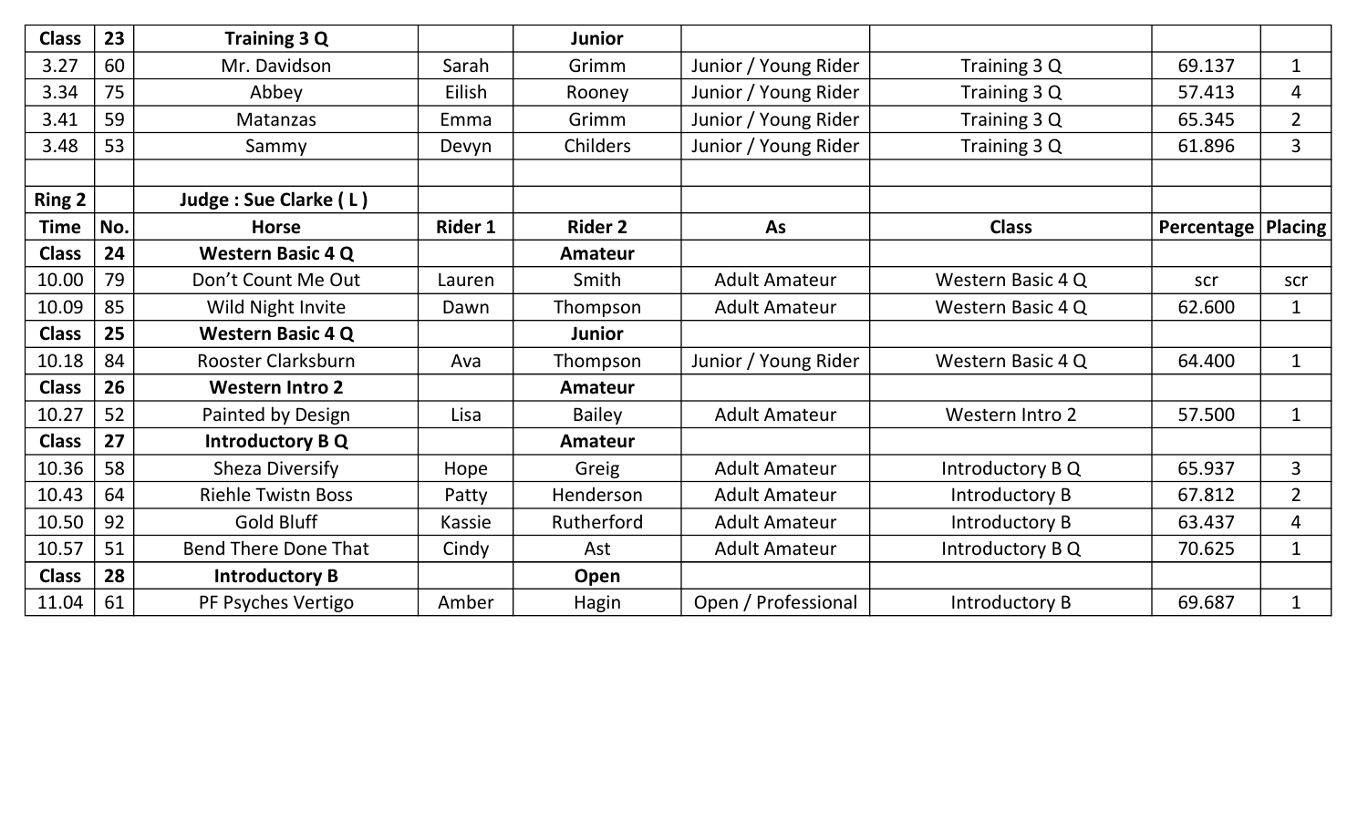| Class | 23 | Training 3 Q | | Junior | | | | |
|---|---|---|---|---|---|---|---|---|
| 3.27 | 60 | Mr. Davidson | Sarah | Grimm | Junior / Young Rider | Training 3 Q | 69.137 | 1 |
| 3.34 | 75 | Abbey | Eilish | Rooney | Junior / Young Rider | Training 3 Q | 57.413 | 4 |
| 3.41 | 59 | Matanzas | Emma | Grimm | Junior / Young Rider | Training 3 Q | 65.345 | 2 |
| 3.48 | 53 | Sammy | Devyn | Childers | Junior / Young Rider | Training 3 Q | 61.896 | 3 |
| | | | | | | | | |
| **Ring 2** | | **Judge : Sue Clarke ( L )** | | | | | | |
| **Time** | **No.** | **Horse** | **Rider 1** | **Rider 2** | **As** | **Class** | **Percentage** | **Placing** |
| **Class** | **24** | **Western Basic 4 Q** | | **Amateur** | | | | |
| 10.00 | 79 | Don't Count Me Out | Lauren | Smith | Adult Amateur | Western Basic 4 Q | scr | scr |
| 10.09 | 85 | Wild Night Invite | Dawn | Thompson | Adult Amateur | Western Basic 4 Q | 62.600 | 1 |
| **Class** | **25** | **Western Basic 4 Q** | | **Junior** | | | | |
| 10.18 | 84 | Rooster Clarksburn | Ava | Thompson | Junior / Young Rider | Western Basic 4 Q | 64.400 | 1 |
| **Class** | **26** | **Western Intro 2** | | **Amateur** | | | | |
| 10.27 | 52 | Painted by Design | Lisa | Bailey | Adult Amateur | Western Intro 2 | 57.500 | 1 |
| **Class** | **27** | **Introductory B Q** | | **Amateur** | | | | |
| 10.36 | 58 | Sheza Diversify | Hope | Greig | Adult Amateur | Introductory B Q | 65.937 | 3 |
| 10.43 | 64 | Riehle Twistn Boss | Patty | Henderson | Adult Amateur | Introductory B | 67.812 | 2 |
| 10.50 | 92 | Gold Bluff | Kassie | Rutherford | Adult Amateur | Introductory B | 63.437 | 4 |
| 10.57 | 51 | Bend There Done That | Cindy | Ast | Adult Amateur | Introductory B Q | 70.625 | 1 |
| **Class** | **28** | **Introductory B** | | **Open** | | | | |
| 11.04 | 61 | PF Psyches Vertigo | Amber | Hagin | Open / Professional | Introductory B | 69.687 | 1 |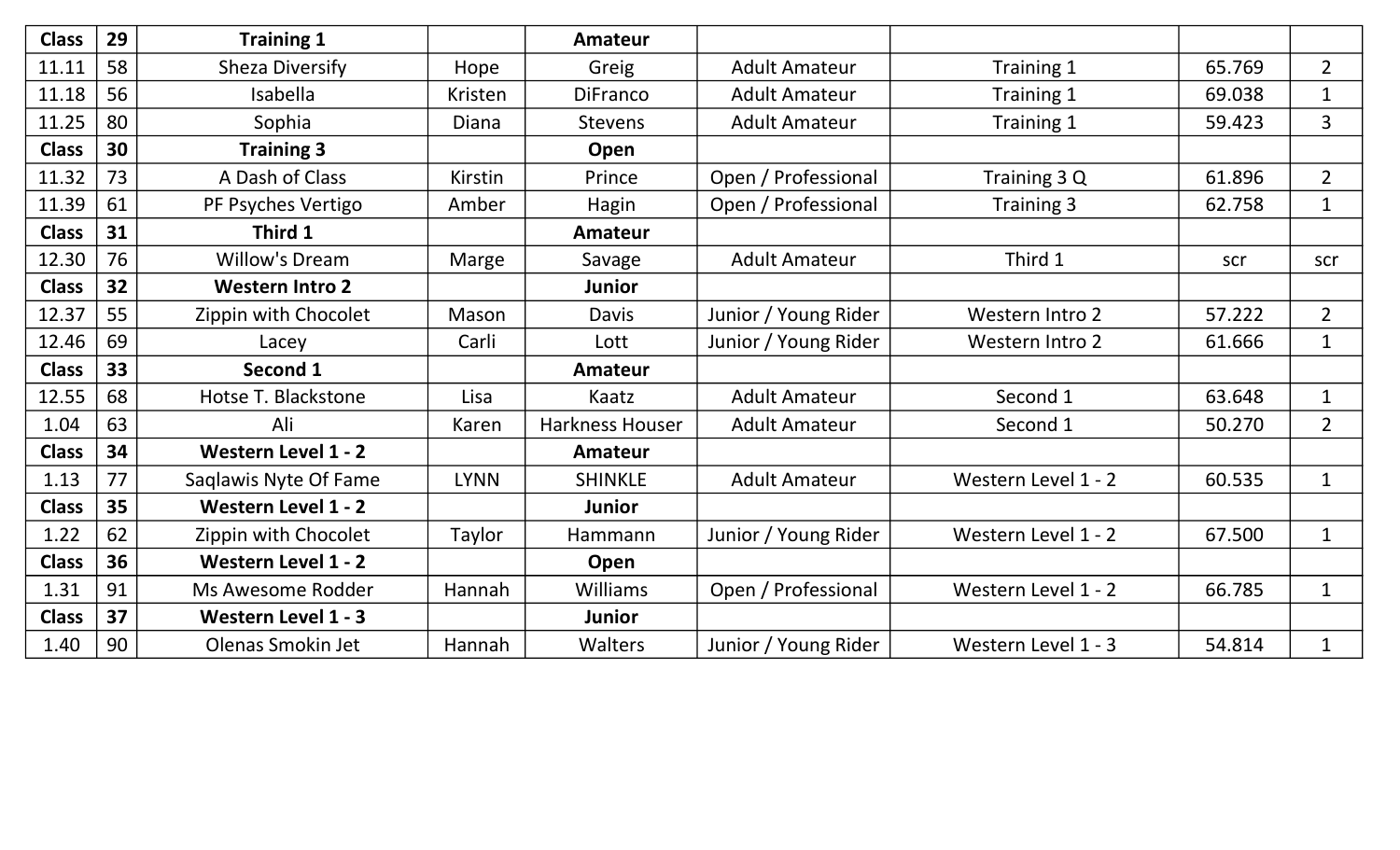| **Class** | **29** | **Training 1** | | **Amateur** | | | | |
|---|---|---|---|---|---|---|---|---|
| 11.11 | 58 | Sheza Diversify | Hope | Greig | Adult Amateur | Training 1 | 65.769 | 2 |
| 11.18 | 56 | Isabella | Kristen | DiFranco | Adult Amateur | Training 1 | 69.038 | 1 |
| 11.25 | 80 | Sophia | Diana | Stevens | Adult Amateur | Training 1 | 59.423 | 3 |
| **Class** | **30** | **Training 3** | | **Open** | | | | |
| 11.32 | 73 | A Dash of Class | Kirstin | Prince | Open / Professional | Training 3 Q | 61.896 | 2 |
| 11.39 | 61 | PF Psyches Vertigo | Amber | Hagin | Open / Professional | Training 3 | 62.758 | 1 |
| **Class** | **31** | **Third 1** | | **Amateur** | | | | |
| 12.30 | 76 | Willow's Dream | Marge | Savage | Adult Amateur | Third 1 | scr | scr |
| **Class** | **32** | **Western Intro 2** | | **Junior** | | | | |
| 12.37 | 55 | Zippin with Chocolet | Mason | Davis | Junior / Young Rider | Western Intro 2 | 57.222 | 2 |
| 12.46 | 69 | Lacey | Carli | Lott | Junior / Young Rider | Western Intro 2 | 61.666 | 1 |
| **Class** | **33** | **Second 1** | | **Amateur** | | | | |
| 12.55 | 68 | Hotse T. Blackstone | Lisa | Kaatz | Adult Amateur | Second 1 | 63.648 | 1 |
| 1.04 | 63 | Ali | Karen | Harkness Houser | Adult Amateur | Second 1 | 50.270 | 2 |
| **Class** | **34** | **Western Level 1 - 2** | | **Amateur** | | | | |
| 1.13 | 77 | Saqlawis Nyte Of Fame | LYNN | SHINKLE | Adult Amateur | Western Level 1 - 2 | 60.535 | 1 |
| **Class** | **35** | **Western Level 1 - 2** | | **Junior** | | | | |
| 1.22 | 62 | Zippin with Chocolet | Taylor | Hammann | Junior / Young Rider | Western Level 1 - 2 | 67.500 | 1 |
| **Class** | **36** | **Western Level 1 - 2** | | **Open** | | | | |
| 1.31 | 91 | Ms Awesome Rodder | Hannah | Williams | Open / Professional | Western Level 1 - 2 | 66.785 | 1 |
| **Class** | **37** | **Western Level 1 - 3** | | **Junior** | | | | |
| 1.40 | 90 | Olenas Smokin Jet | Hannah | Walters | Junior / Young Rider | Western Level 1 - 3 | 54.814 | 1 |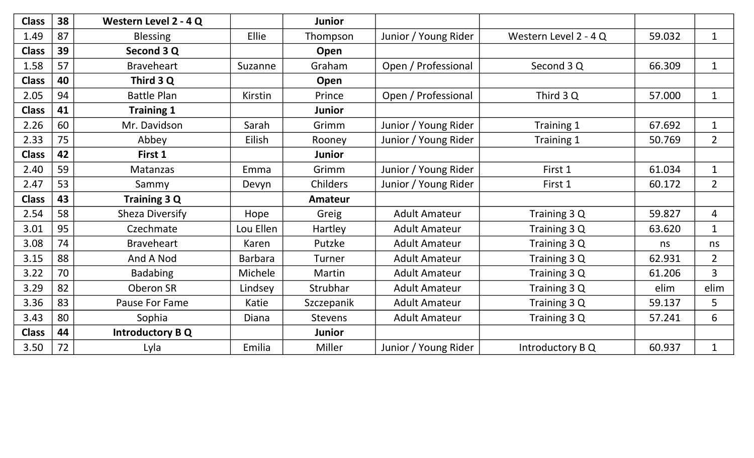| Class | 38 | Western Level 2 - 4 Q | | Junior | | | | |
|---|---|---|---|---|---|---|---|---|
| 1.49 | 87 | Blessing | Ellie | Thompson | Junior / Young Rider | Western Level 2 - 4 Q | 59.032 | 1 |
| **Class** | **39** | **Second 3 Q** | | **Open** | | | | |
| 1.58 | 57 | Braveheart | Suzanne | Graham | Open / Professional | Second 3 Q | 66.309 | 1 |
| **Class** | **40** | **Third 3 Q** | | **Open** | | | | |
| 2.05 | 94 | Battle Plan | Kirstin | Prince | Open / Professional | Third 3 Q | 57.000 | 1 |
| **Class** | **41** | **Training 1** | | **Junior** | | | | |
| 2.26 | 60 | Mr. Davidson | Sarah | Grimm | Junior / Young Rider | Training 1 | 67.692 | 1 |
| 2.33 | 75 | Abbey | Eilish | Rooney | Junior / Young Rider | Training 1 | 50.769 | 2 |
| **Class** | **42** | **First 1** | | **Junior** | | | | |
| 2.40 | 59 | Matanzas | Emma | Grimm | Junior / Young Rider | First 1 | 61.034 | 1 |
| 2.47 | 53 | Sammy | Devyn | Childers | Junior / Young Rider | First 1 | 60.172 | 2 |
| **Class** | **43** | **Training 3 Q** | | **Amateur** | | | | |
| 2.54 | 58 | Sheza Diversify | Hope | Greig | Adult Amateur | Training 3 Q | 59.827 | 4 |
| 3.01 | 95 | Czechmate | Lou Ellen | Hartley | Adult Amateur | Training 3 Q | 63.620 | 1 |
| 3.08 | 74 | Braveheart | Karen | Putzke | Adult Amateur | Training 3 Q | ns | ns |
| 3.15 | 88 | And A Nod | Barbara | Turner | Adult Amateur | Training 3 Q | 62.931 | 2 |
| 3.22 | 70 | Badabing | Michele | Martin | Adult Amateur | Training 3 Q | 61.206 | 3 |
| 3.29 | 82 | Oberon SR | Lindsey | Strubhar | Adult Amateur | Training 3 Q | elim | elim |
| 3.36 | 83 | Pause For Fame | Katie | Szczepanik | Adult Amateur | Training 3 Q | 59.137 | 5 |
| 3.43 | 80 | Sophia | Diana | Stevens | Adult Amateur | Training 3 Q | 57.241 | 6 |
| **Class** | **44** | **Introductory B Q** | | **Junior** | | | | |
| 3.50 | 72 | Lyla | Emilia | Miller | Junior / Young Rider | Introductory B Q | 60.937 | 1 |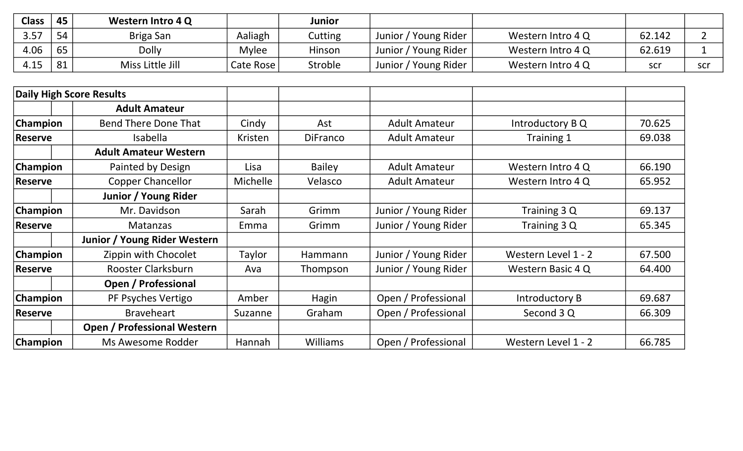| Class | 45 | Western Intro 4 Q | | Junior | | | | |
|---|---|---|---|---|---|---|---|---|
| 3.57 | 54 | Briga San | Aaliagh | Cutting | Junior / Young Rider | Western Intro 4 Q | 62.142 | 2 |
| 4.06 | 65 | Dolly | Mylee | Hinson | Junior / Young Rider | Western Intro 4 Q | 62.619 | 1 |
| 4.15 | 81 | Miss Little Jill | Cate Rose | Stroble | Junior / Young Rider | Western Intro 4 Q | scr | scr |

| Daily High Score Results | | | | | | | |
|---|---|---|---|---|---|---|---|
| | | Adult Amateur | | | | | |
| Champion | | Bend There Done That | Cindy | Ast | Adult Amateur | Introductory B Q | 70.625 |
| Reserve | | Isabella | Kristen | DiFranco | Adult Amateur | Training 1 | 69.038 |
| | | Adult Amateur Western | | | | | |
| Champion | | Painted by Design | Lisa | Bailey | Adult Amateur | Western Intro 4 Q | 66.190 |
| Reserve | | Copper Chancellor | Michelle | Velasco | Adult Amateur | Western Intro 4 Q | 65.952 |
| | | Junior / Young Rider | | | | | |
| Champion | | Mr. Davidson | Sarah | Grimm | Junior / Young Rider | Training 3 Q | 69.137 |
| Reserve | | Matanzas | Emma | Grimm | Junior / Young Rider | Training 3 Q | 65.345 |
| | | Junior / Young Rider Western | | | | | |
| Champion | | Zippin with Chocolet | Taylor | Hammann | Junior / Young Rider | Western Level 1 - 2 | 67.500 |
| Reserve | | Rooster Clarksburn | Ava | Thompson | Junior / Young Rider | Western Basic 4 Q | 64.400 |
| | | Open / Professional | | | | | |
| Champion | | PF Psyches Vertigo | Amber | Hagin | Open / Professional | Introductory B | 69.687 |
| Reserve | | Braveheart | Suzanne | Graham | Open / Professional | Second 3 Q | 66.309 |
| | | Open / Professional Western | | | | | |
| Champion | | Ms Awesome Rodder | Hannah | Williams | Open / Professional | Western Level 1 - 2 | 66.785 |